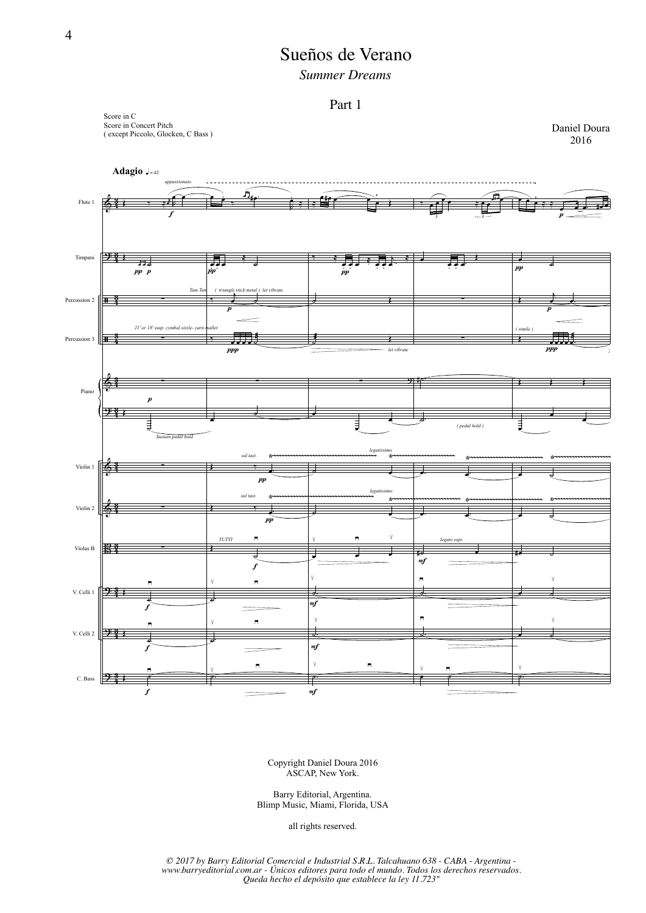# Sueños de Verano

*Summer Dreams*

## Part 1

Score in C
Score in Concert Pitch
( except Piccolo, Glocken, C Bass )

Daniel Doura
2016

Copyright Daniel Doura 2016
ASCAP, New York.

Barry Editorial, Argentina.
Blimp Music, Miami, Florida, USA

all rights reserved.

*© 2017 by Barry Editorial Comercial e Industrial S.R.L. Talcahuano 638 - CABA - Argentina - www.barryeditorial.com.ar - Únicos editores para todo el mundo. Todos los derechos reservados. Queda hecho el depósito que establece la ley 11.723"*